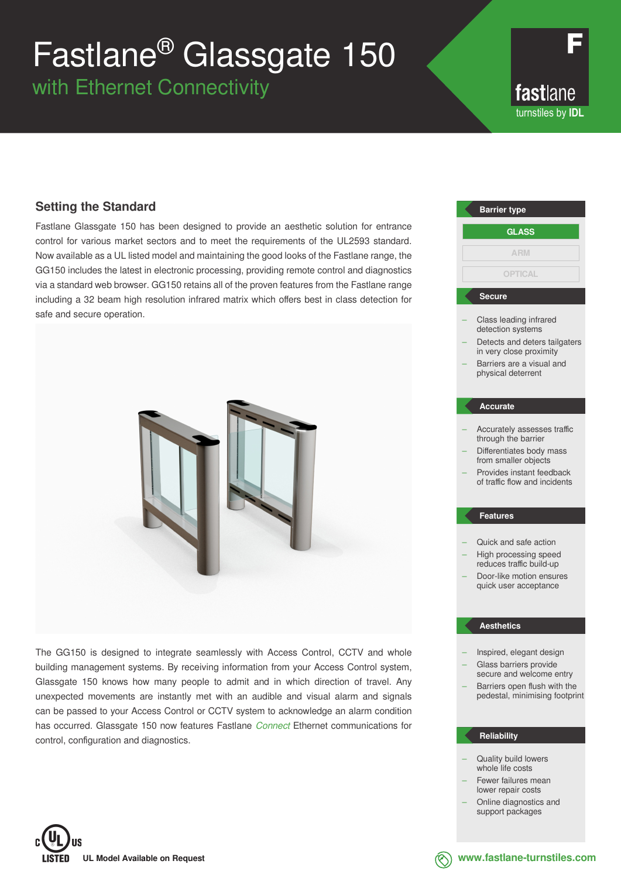# Fastlane® Glassgate 150

## with Ethernet Connectivity

fastlane
turnstiles by IDL

## Setting the Standard

Fastlane Glassgate 150 has been designed to provide an aesthetic solution for entrance control for various market sectors and to meet the requirements of the UL2593 standard. Now available as a UL listed model and maintaining the good looks of the Fastlane range, the GG150 includes the latest in electronic processing, providing remote control and diagnostics via a standard web browser. GG150 retains all of the proven features from the Fastlane range including a 32 beam high resolution infrared matrix which offers best in class detection for safe and secure operation.

The GG150 is designed to integrate seamlessly with Access Control, CCTV and whole building management systems. By receiving information from your Access Control system, Glassgate 150 knows how many people to admit and in which direction of travel. Any unexpected movements are instantly met with an audible and visual alarm and signals can be passed to your Access Control or CCTV system to acknowledge an alarm condition has occurred. Glassgate 150 now features Fastlane *Connect* Ethernet communications for control, configuration and diagnostics.

**Barrier type**

- GLASS
- ARM
- OPTICAL

**Secure**

- Class leading infrared detection systems
- Detects and deters tailgaters in very close proximity
- Barriers are a visual and physical deterrent

**Accurate**

- Accurately assesses traffic through the barrier
- Differentiates body mass from smaller objects
- Provides instant feedback of traffic flow and incidents

**Features**

- Quick and safe action
- High processing speed reduces traffic build-up
- Door-like motion ensures quick user acceptance

**Aesthetics**

- Inspired, elegant design
- Glass barriers provide secure and welcome entry
- Barriers open flush with the pedestal, minimising footprint

**Reliability**

- Quality build lowers whole life costs
- Fewer failures mean lower repair costs
- Online diagnostics and support packages

c UL us LISTED **UL Model Available on Request**

**www.fastlane-turnstiles.com**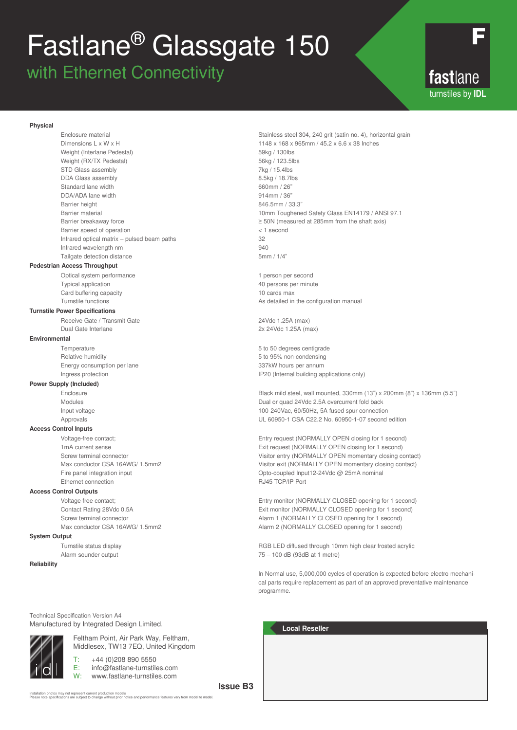# Fastlane® Glassgate 150

## with Ethernet Connectivity

fastlane
turnstiles by **IDL**

| | |
|---|---|
| **Physical** | |
| Enclosure material | Stainless steel 304, 240 grit (satin no. 4), horizontal grain |
| Dimensions L x W x H | 1148 x 168 x 965mm / 45.2 x 6.6 x 38 Inches |
| Weight (Interlane Pedestal) | 59kg / 130lbs |
| Weight (RX/TX Pedestal) | 56kg / 123.5lbs |
| STD Glass assembly | 7kg / 15.4lbs |
| DDA Glass assembly | 8.5kg / 18.7lbs |
| Standard lane width | 660mm / 26" |
| DDA/ADA lane width | 914mm / 36" |
| Barrier height | 846.5mm / 33.3" |
| Barrier material | 10mm Toughened Safety Glass EN14179 / ANSI 97.1 |
| Barrier breakaway force | ≥ 50N (measured at 285mm from the shaft axis) |
| Barrier speed of operation | < 1 second |
| Infrared optical matrix – pulsed beam paths | 32 |
| Infrared wavelength nm | 940 |
| Tailgate detection distance | 5mm / 1/4" |
| **Pedestrian Access Throughput** | |
| Optical system performance | 1 person per second |
| Typical application | 40 persons per minute |
| Card buffering capacity | 10 cards max |
| Turnstile functions | As detailed in the configuration manual |
| **Turnstile Power Specifications** | |
| Receive Gate / Transmit Gate | 24Vdc 1.25A (max) |
| Dual Gate Interlane | 2x 24Vdc 1.25A (max) |
| **Environmental** | |
| Temperature | 5 to 50 degrees centigrade |
| Relative humidity | 5 to 95% non-condensing |
| Energy consumption per lane | 337kW hours per annum |
| Ingress protection | IP20 (Internal building applications only) |
| **Power Supply (Included)** | |
| Enclosure | Black mild steel, wall mounted, 330mm (13") x 200mm (8") x 136mm (5.5") |
| Modules | Dual or quad 24Vdc 2.5A overcurrent fold back |
| Input voltage | 100-240Vac, 60/50Hz, 5A fused spur connection |
| Approvals | UL 60950-1 CSA C22.2 No. 60950-1-07 second edition |
| **Access Control Inputs** | |
| Voltage-free contact; | Entry request (NORMALLY OPEN closing for 1 second) |
| 1mA current sense | Exit request (NORMALLY OPEN closing for 1 second) |
| Screw terminal connector | Visitor entry (NORMALLY OPEN momentary closing contact) |
| Max conductor CSA 16AWG/ 1.5mm2 | Visitor exit (NORMALLY OPEN momentary closing contact) |
| Fire panel integration input | Opto-coupled Input12-24Vdc @ 25mA nominal |
| Ethernet connection | RJ45 TCP/IP Port |
| **Access Control Outputs** | |
| Voltage-free contact; | Entry monitor (NORMALLY CLOSED opening for 1 second) |
| Contact Rating 28Vdc 0.5A | Exit monitor (NORMALLY CLOSED opening for 1 second) |
| Screw terminal connector | Alarm 1 (NORMALLY CLOSED opening for 1 second) |
| Max conductor CSA 16AWG/ 1.5mm2 | Alarm 2 (NORMALLY CLOSED opening for 1 second) |
| **System Output** | |
| Turnstile status display | RGB LED diffused through 10mm high clear frosted acrylic |
| Alarm sounder output | 75 – 100 dB (93dB at 1 metre) |
| **Reliability** | In Normal use, 5,000,000 cycles of operation is expected before electro mechanical parts require replacement as part of an approved preventative maintenance programme. |

Technical Specification Version A4
Manufactured by Integrated Design Limited.

Feltham Point, Air Park Way, Feltham,
Middlesex, TW13 7EQ, United Kingdom

T: +44 (0)208 890 5550
E: info@fastlane-turnstiles.com
W: www.fastlane-turnstiles.com

**Issue B3**

**Local Reseller**

Installation photos may not represent current production models
Please note specifications are subject to change without prior notice and performance features vary from model to model.